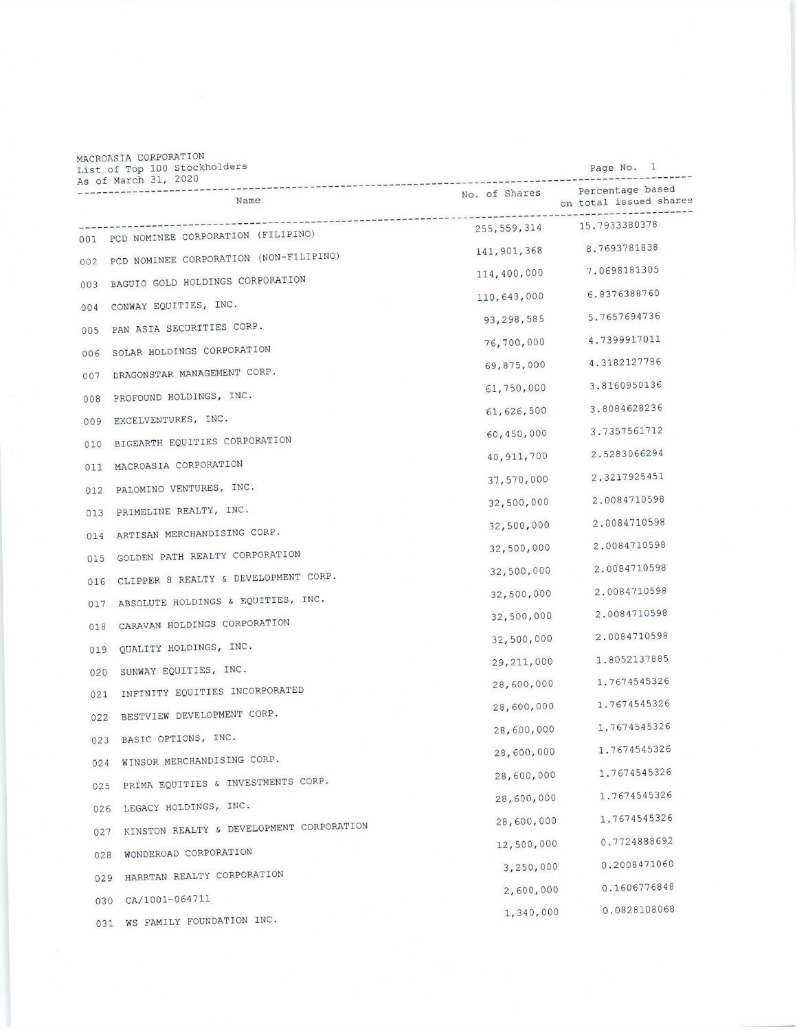MACROASIA CORPORATION
List of Top 100 Stockholders
As of March 31, 2020

| | Name | No. of Shares | Percentage based on total issued shares |
|---|---|---|---|
| 001 | PCD NOMINEE CORPORATION (FILIPINO) | 255,559,314 | 15.7933380378 |
| 002 | PCD NOMINEE CORPORATION (NON-FILIPINO) | 141,901,368 | 8.7693781838 |
| 003 | BAGUIO GOLD HOLDINGS CORPORATION | 114,400,000 | 7.0698181305 |
| 004 | CONWAY EQUITIES, INC. | 110,643,000 | 6.8376388760 |
| 005 | PAN ASIA SECURITIES CORP. | 93,298,585 | 5.7657694736 |
| 006 | SOLAR HOLDINGS CORPORATION | 76,700,000 | 4.7399917011 |
| 007 | DRAGONSTAR MANAGEMENT CORP. | 69,875,000 | 4.3182127786 |
| 008 | PROFOUND HOLDINGS, INC. | 61,750,000 | 3.8160950136 |
| 009 | EXCELVENTURES, INC. | 61,626,500 | 3.8084628236 |
| 010 | BIGEARTH EQUITIES CORPORATION | 60,450,000 | 3.7357561712 |
| 011 | MACROASIA CORPORATION | 40,911,700 | 2.5283066294 |
| 012 | PALOMINO VENTURES, INC. | 37,570,000 | 2.3217925451 |
| 013 | PRIMELINE REALTY, INC. | 32,500,000 | 2.0084710598 |
| 014 | ARTISAN MERCHANDISING CORP. | 32,500,000 | 2.0084710598 |
| 015 | GOLDEN PATH REALTY CORPORATION | 32,500,000 | 2.0084710598 |
| 016 | CLIPPER 8 REALTY & DEVELOPMENT CORP. | 32,500,000 | 2.0084710598 |
| 017 | ABSOLUTE HOLDINGS & EQUITIES, INC. | 32,500,000 | 2.0084710598 |
| 018 | CARAVAN HOLDINGS CORPORATION | 32,500,000 | 2.0084710598 |
| 019 | QUALITY HOLDINGS, INC. | 32,500,000 | 2.0084710598 |
| 020 | SUNWAY EQUITIES, INC. | 29,211,000 | 1.8052137885 |
| 021 | INFINITY EQUITIES INCORPORATED | 28,600,000 | 1.7674545326 |
| 022 | BESTVIEW DEVELOPMENT CORP. | 28,600,000 | 1.7674545326 |
| 023 | BASIC OPTIONS, INC. | 28,600,000 | 1.7674545326 |
| 024 | WINSOR MERCHANDISING CORP. | 28,600,000 | 1.7674545326 |
| 025 | PRIMA EQUITIES & INVESTMENTS CORP. | 28,600,000 | 1.7674545326 |
| 026 | LEGACY HOLDINGS, INC. | 28,600,000 | 1.7674545326 |
| 027 | KINSTON REALTY & DEVELOPMENT CORPORATION | 28,600,000 | 1.7674545326 |
| 028 | WONDEROAD CORPORATION | 12,500,000 | 0.7724888692 |
| 029 | HARRTAN REALTY CORPORATION | 3,250,000 | 0.2008471060 |
| 030 | CA/1001-064711 | 2,600,000 | 0.1606776848 |
| 031 | WS FAMILY FOUNDATION INC. | 1,340,000 | 0.0828108068 |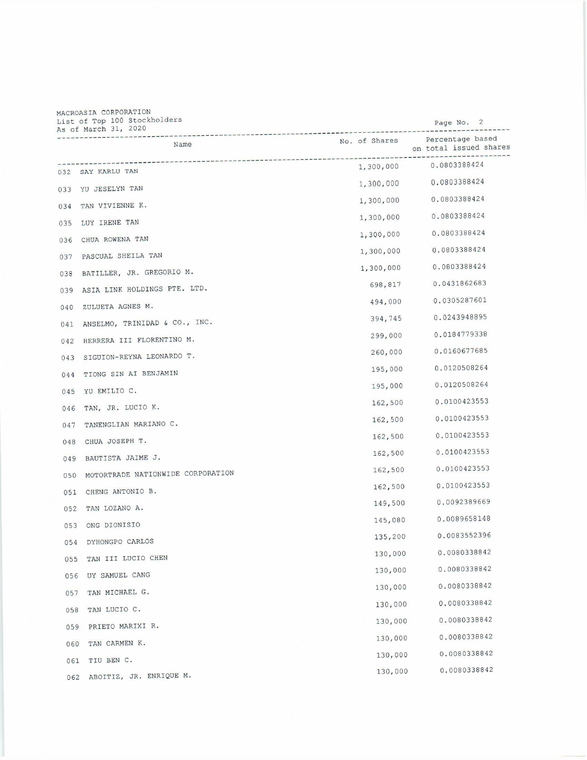MACROASIA CORPORATION
List of Top 100 Stockholders
As of March 31, 2020

| | Name | No. of Shares | Percentage based on total issued shares |
|---|---|---|---|
| 032 | SAY KARLU TAN | 1,300,000 | 0.0803388424 |
| 033 | YU JESELYN TAN | 1,300,000 | 0.0803388424 |
| 034 | TAN VIVIENNE K. | 1,300,000 | 0.0803388424 |
| 035 | LUY IRENE TAN | 1,300,000 | 0.0803388424 |
| 036 | CHUA ROWENA TAN | 1,300,000 | 0.0803388424 |
| 037 | PASCUAL SHEILA TAN | 1,300,000 | 0.0803388424 |
| 038 | BATILLER, JR. GREGORIO M. | 1,300,000 | 0.0803388424 |
| 039 | ASIA LINK HOLDINGS PTE. LTD. | 698,817 | 0.0431862683 |
| 040 | ZULUETA AGNES M. | 494,000 | 0.0305287601 |
| 041 | ANSELMO, TRINIDAD & CO., INC. | 394,745 | 0.0243948895 |
| 042 | HERRERA III FLORENTINO M. | 299,000 | 0.0184779338 |
| 043 | SIGUION-REYNA LEONARDO T. | 260,000 | 0.0160677685 |
| 044 | TIONG SIN AI BENJAMIN | 195,000 | 0.0120508264 |
| 045 | YU EMILIO C. | 195,000 | 0.0120508264 |
| 046 | TAN, JR. LUCIO K. | 162,500 | 0.0100423553 |
| 047 | TANENGLIAN MARIANO C. | 162,500 | 0.0100423553 |
| 048 | CHUA JOSEPH T. | 162,500 | 0.0100423553 |
| 049 | BAUTISTA JAIME J. | 162,500 | 0.0100423553 |
| 050 | MOTORTRADE NATIONWIDE CORPORATION | 162,500 | 0.0100423553 |
| 051 | CHENG ANTONIO B. | 162,500 | 0.0100423553 |
| 052 | TAN LOZANO A. | 149,500 | 0.0092389669 |
| 053 | ONG DIONISIO | 145,080 | 0.0089658148 |
| 054 | DYHONGPO CARLOS | 135,200 | 0.0083552396 |
| 055 | TAN III LUCIO CHEN | 130,000 | 0.0080338842 |
| 056 | UY SAMUEL CANG | 130,000 | 0.0080338842 |
| 057 | TAN MICHAEL G. | 130,000 | 0.0080338842 |
| 058 | TAN LUCIO C. | 130,000 | 0.0080338842 |
| 059 | PRIETO MARIXI R. | 130,000 | 0.0080338842 |
| 060 | TAN CARMEN K. | 130,000 | 0.0080338842 |
| 061 | TIU BEN C. | 130,000 | 0.0080338842 |
| 062 | ABOITIZ, JR. ENRIQUE M. | 130,000 | 0.0080338842 |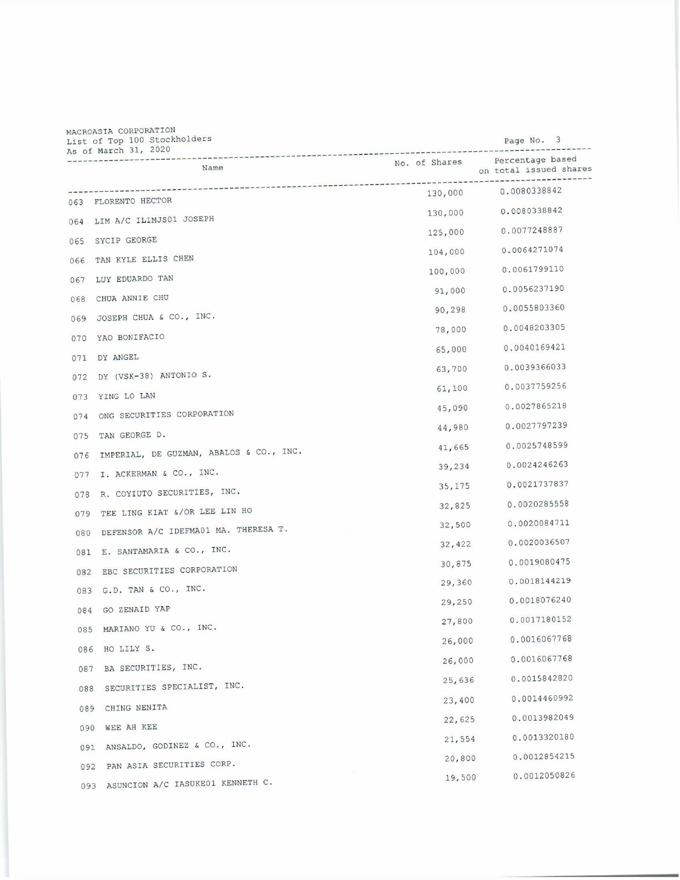MACROASIA CORPORATION
List of Top 100 Stockholders
As of March 31, 2020

| | Name | No. of Shares | Percentage based on total issued shares |
|---|---|---|---|
| 063 | FLORENTO HECTOR | 130,000 | 0.0080338842 |
| 064 | LIM A/C ILIMJS01 JOSEPH | 130,000 | 0.0080338842 |
| 065 | SYCIP GEORGE | 125,000 | 0.0077248887 |
| 066 | TAN KYLE ELLIS CHEN | 104,000 | 0.0064271074 |
| 067 | LUY EDUARDO TAN | 100,000 | 0.0061799110 |
| 068 | CHUA ANNIE CHU | 91,000 | 0.0056237190 |
| 069 | JOSEPH CHUA & CO., INC. | 90,298 | 0.0055803360 |
| 070 | YAO BONIFACIO | 78,000 | 0.0048203305 |
| 071 | DY ANGEL | 65,000 | 0.0040169421 |
| 072 | DY (VSK-38) ANTONIO S. | 63,700 | 0.0039366033 |
| 073 | YING LO LAN | 61,100 | 0.0037759256 |
| 074 | ONG SECURITIES CORPORATION | 45,090 | 0.0027865218 |
| 075 | TAN GEORGE D. | 44,980 | 0.0027797239 |
| 076 | IMPERIAL, DE GUZMAN, ABALOS & CO., INC. | 41,665 | 0.0025748599 |
| 077 | I. ACKERMAN & CO., INC. | 39,234 | 0.0024246263 |
| 078 | R. COYIUTO SECURITIES, INC. | 35,175 | 0.0021737837 |
| 079 | TEE LING KIAT &/OR LEE LIN HO | 32,825 | 0.0020285558 |
| 080 | DEFENSOR A/C IDEFMA01 MA. THERESA T. | 32,500 | 0.0020084711 |
| 081 | E. SANTAMARIA & CO., INC. | 32,422 | 0.0020036507 |
| 082 | EBC SECURITIES CORPORATION | 30,875 | 0.0019080475 |
| 083 | G.D. TAN & CO., INC. | 29,360 | 0.0018144219 |
| 084 | GO ZENAID YAP | 29,250 | 0.0018076240 |
| 085 | MARIANO YU & CO., INC. | 27,800 | 0.0017180152 |
| 086 | HO LILY S. | 26,000 | 0.0016067768 |
| 087 | BA SECURITIES, INC. | 26,000 | 0.0016067768 |
| 088 | SECURITIES SPECIALIST, INC. | 25,636 | 0.0015842820 |
| 089 | CHING NENITA | 23,400 | 0.0014460992 |
| 090 | WEE AH KEE | 22,625 | 0.0013982049 |
| 091 | ANSALDO, GODINEZ & CO., INC. | 21,554 | 0.0013320180 |
| 092 | PAN ASIA SECURITIES CORP. | 20,800 | 0.0012854215 |
| 093 | ASUNCION A/C IASUKE01 KENNETH C. | 19,500 | 0.0012050826 |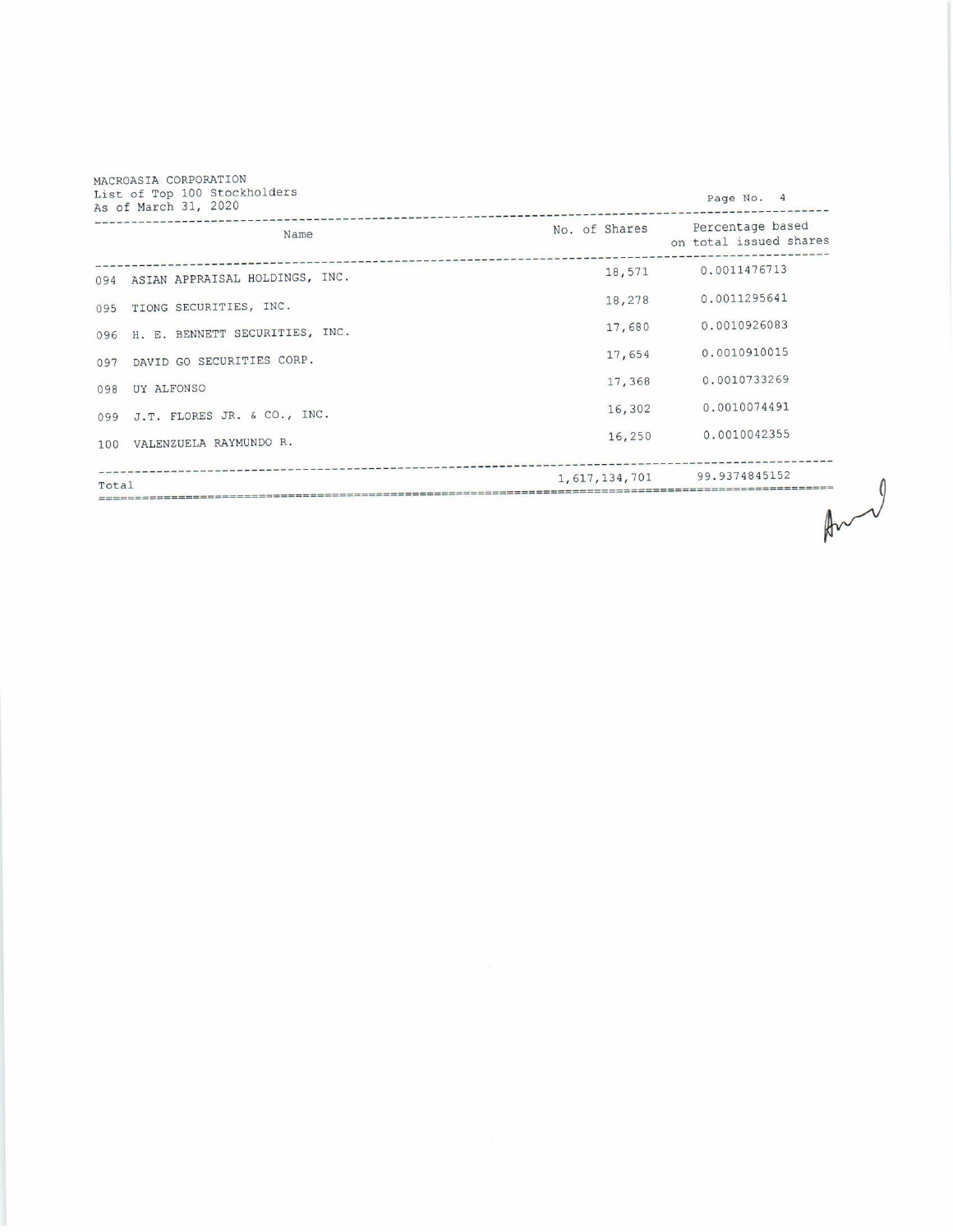MACROASIA CORPORATION
List of Top 100 Stockholders
As of March 31, 2020

| | Name | No. of Shares | Percentage based on total issued shares |
|---|---|---|---|
| 094 | ASIAN APPRAISAL HOLDINGS, INC. | 18,571 | 0.0011476713 |
| 095 | TIONG SECURITIES, INC. | 18,278 | 0.0011295641 |
| 096 | H. E. BENNETT SECURITIES, INC. | 17,680 | 0.0010926083 |
| 097 | DAVID GO SECURITIES CORP. | 17,654 | 0.0010910015 |
| 098 | UY ALFONSO | 17,368 | 0.0010733269 |
| 099 | J.T. FLORES JR. & CO., INC. | 16,302 | 0.0010074491 |
| 100 | VALENZUELA RAYMUNDO R. | 16,250 | 0.0010042355 |
| Total | | 1,617,134,701 | 99.9374845152 |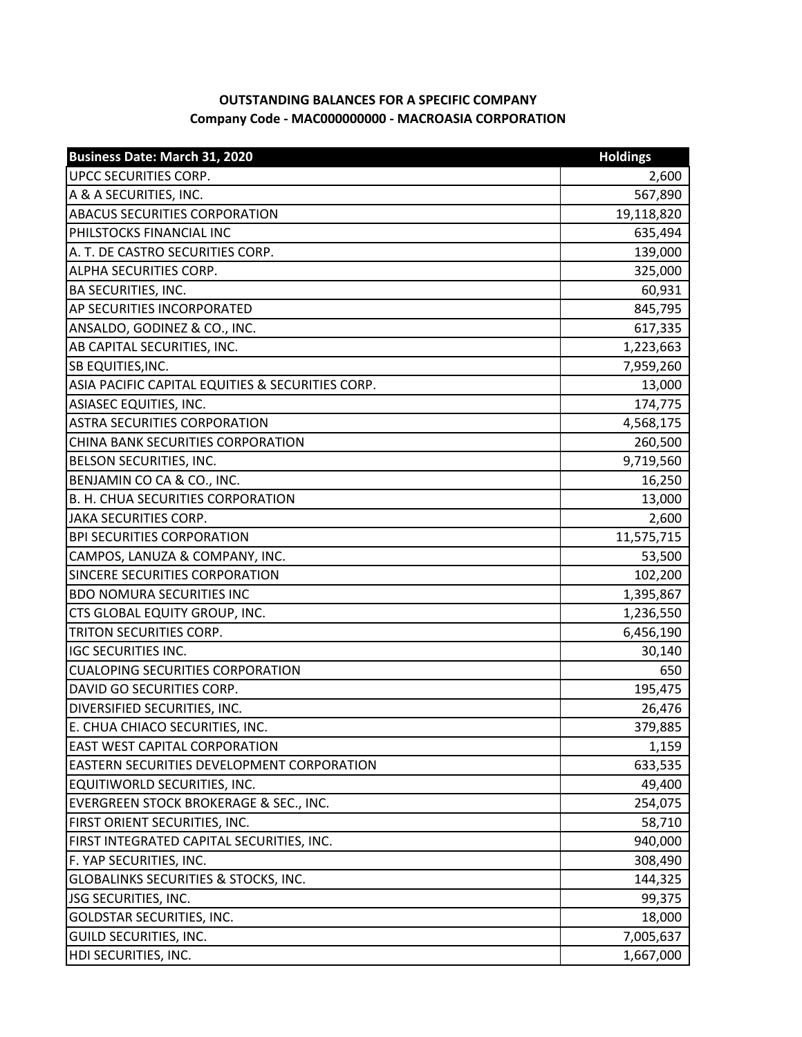**OUTSTANDING BALANCES FOR A SPECIFIC COMPANY**
**Company Code - MAC000000000 - MACROASIA CORPORATION**

| Business Date: March 31, 2020 | Holdings |
|---|---|
| UPCC SECURITIES CORP. | 2,600 |
| A & A SECURITIES, INC. | 567,890 |
| ABACUS SECURITIES CORPORATION | 19,118,820 |
| PHILSTOCKS FINANCIAL INC | 635,494 |
| A. T. DE CASTRO SECURITIES CORP. | 139,000 |
| ALPHA SECURITIES CORP. | 325,000 |
| BA SECURITIES, INC. | 60,931 |
| AP SECURITIES INCORPORATED | 845,795 |
| ANSALDO, GODINEZ & CO., INC. | 617,335 |
| AB CAPITAL SECURITIES, INC. | 1,223,663 |
| SB EQUITIES,INC. | 7,959,260 |
| ASIA PACIFIC CAPITAL EQUITIES & SECURITIES CORP. | 13,000 |
| ASIASEC EQUITIES, INC. | 174,775 |
| ASTRA SECURITIES CORPORATION | 4,568,175 |
| CHINA BANK SECURITIES CORPORATION | 260,500 |
| BELSON SECURITIES, INC. | 9,719,560 |
| BENJAMIN CO CA & CO., INC. | 16,250 |
| B. H. CHUA SECURITIES CORPORATION | 13,000 |
| JAKA SECURITIES CORP. | 2,600 |
| BPI SECURITIES CORPORATION | 11,575,715 |
| CAMPOS, LANUZA & COMPANY, INC. | 53,500 |
| SINCERE SECURITIES CORPORATION | 102,200 |
| BDO NOMURA SECURITIES INC | 1,395,867 |
| CTS GLOBAL EQUITY GROUP, INC. | 1,236,550 |
| TRITON SECURITIES CORP. | 6,456,190 |
| IGC SECURITIES INC. | 30,140 |
| CUALOPING SECURITIES CORPORATION | 650 |
| DAVID GO SECURITIES CORP. | 195,475 |
| DIVERSIFIED SECURITIES, INC. | 26,476 |
| E. CHUA CHIACO SECURITIES, INC. | 379,885 |
| EAST WEST CAPITAL CORPORATION | 1,159 |
| EASTERN SECURITIES DEVELOPMENT CORPORATION | 633,535 |
| EQUITIWORLD SECURITIES, INC. | 49,400 |
| EVERGREEN STOCK BROKERAGE & SEC., INC. | 254,075 |
| FIRST ORIENT SECURITIES, INC. | 58,710 |
| FIRST INTEGRATED CAPITAL SECURITIES, INC. | 940,000 |
| F. YAP SECURITIES, INC. | 308,490 |
| GLOBALINKS SECURITIES & STOCKS, INC. | 144,325 |
| JSG SECURITIES, INC. | 99,375 |
| GOLDSTAR SECURITIES, INC. | 18,000 |
| GUILD SECURITIES, INC. | 7,005,637 |
| HDI SECURITIES, INC. | 1,667,000 |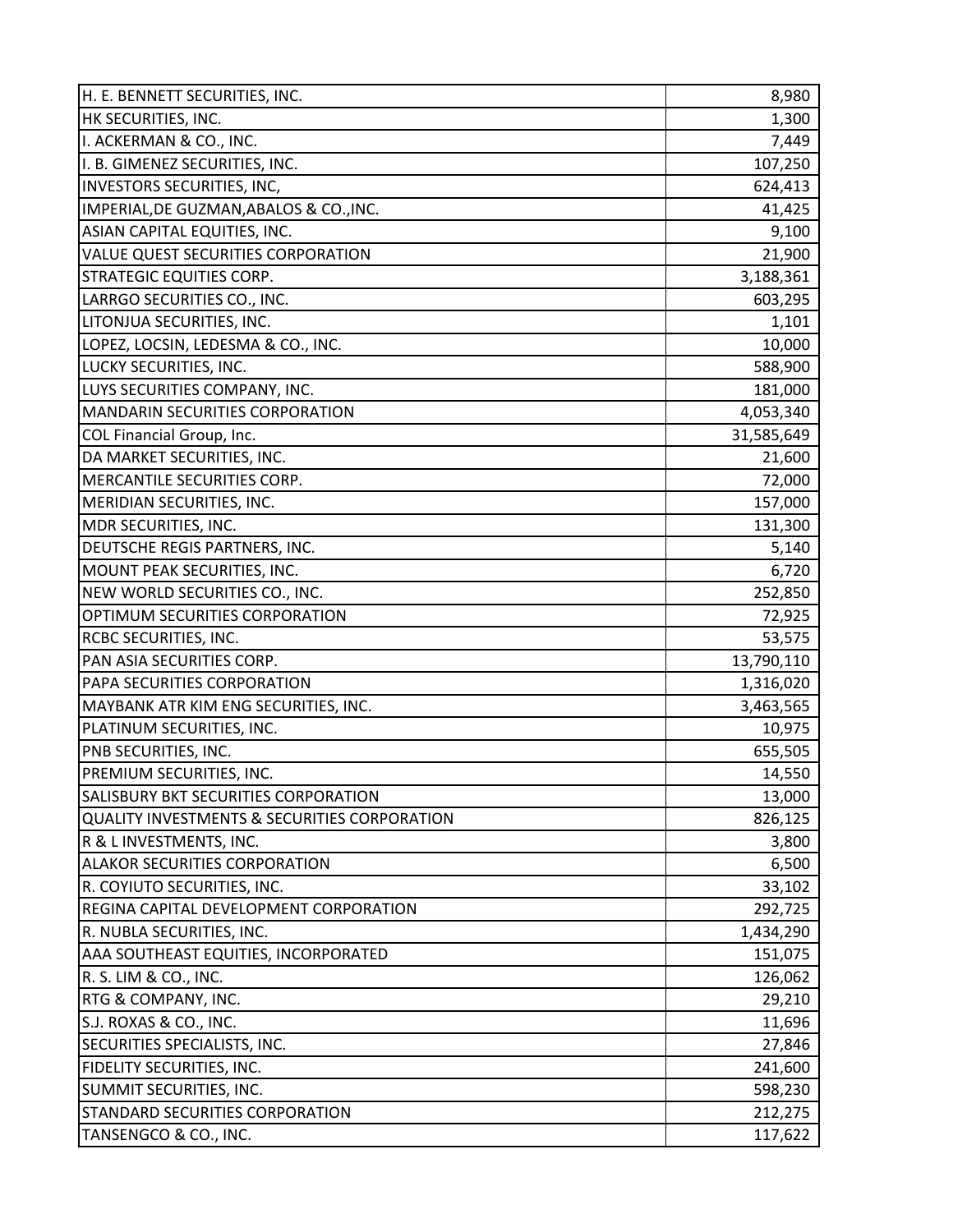| H. E. BENNETT SECURITIES, INC. | 8,980 |
|---|---:|
| HK SECURITIES, INC. | 1,300 |
| I. ACKERMAN & CO., INC. | 7,449 |
| I. B. GIMENEZ SECURITIES, INC. | 107,250 |
| INVESTORS SECURITIES, INC, | 624,413 |
| IMPERIAL,DE GUZMAN,ABALOS & CO.,INC. | 41,425 |
| ASIAN CAPITAL EQUITIES, INC. | 9,100 |
| VALUE QUEST SECURITIES CORPORATION | 21,900 |
| STRATEGIC EQUITIES CORP. | 3,188,361 |
| LARRGO SECURITIES CO., INC. | 603,295 |
| LITONJUA SECURITIES, INC. | 1,101 |
| LOPEZ, LOCSIN, LEDESMA & CO., INC. | 10,000 |
| LUCKY SECURITIES, INC. | 588,900 |
| LUYS SECURITIES COMPANY, INC. | 181,000 |
| MANDARIN SECURITIES CORPORATION | 4,053,340 |
| COL Financial Group, Inc. | 31,585,649 |
| DA MARKET SECURITIES, INC. | 21,600 |
| MERCANTILE SECURITIES CORP. | 72,000 |
| MERIDIAN SECURITIES, INC. | 157,000 |
| MDR SECURITIES, INC. | 131,300 |
| DEUTSCHE REGIS PARTNERS, INC. | 5,140 |
| MOUNT PEAK SECURITIES, INC. | 6,720 |
| NEW WORLD SECURITIES CO., INC. | 252,850 |
| OPTIMUM SECURITIES CORPORATION | 72,925 |
| RCBC SECURITIES, INC. | 53,575 |
| PAN ASIA SECURITIES CORP. | 13,790,110 |
| PAPA SECURITIES CORPORATION | 1,316,020 |
| MAYBANK ATR KIM ENG SECURITIES, INC. | 3,463,565 |
| PLATINUM SECURITIES, INC. | 10,975 |
| PNB SECURITIES, INC. | 655,505 |
| PREMIUM SECURITIES, INC. | 14,550 |
| SALISBURY BKT SECURITIES CORPORATION | 13,000 |
| QUALITY INVESTMENTS & SECURITIES CORPORATION | 826,125 |
| R & L INVESTMENTS, INC. | 3,800 |
| ALAKOR SECURITIES CORPORATION | 6,500 |
| R. COYIUTO SECURITIES, INC. | 33,102 |
| REGINA CAPITAL DEVELOPMENT CORPORATION | 292,725 |
| R. NUBLA SECURITIES, INC. | 1,434,290 |
| AAA SOUTHEAST EQUITIES, INCORPORATED | 151,075 |
| R. S. LIM & CO., INC. | 126,062 |
| RTG & COMPANY, INC. | 29,210 |
| S.J. ROXAS & CO., INC. | 11,696 |
| SECURITIES SPECIALISTS, INC. | 27,846 |
| FIDELITY SECURITIES, INC. | 241,600 |
| SUMMIT SECURITIES, INC. | 598,230 |
| STANDARD SECURITIES CORPORATION | 212,275 |
| TANSENGCO & CO., INC. | 117,622 |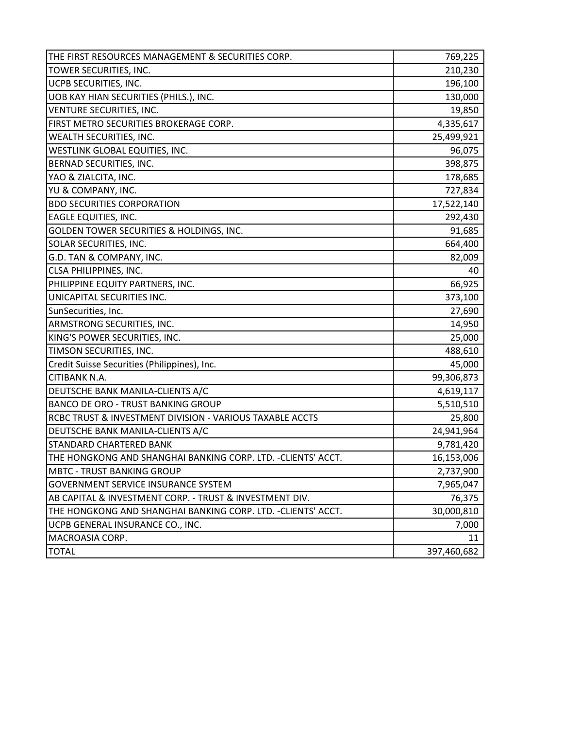| | |
|---|---|
| THE FIRST RESOURCES MANAGEMENT & SECURITIES CORP. | 769,225 |
| TOWER SECURITIES, INC. | 210,230 |
| UCPB SECURITIES, INC. | 196,100 |
| UOB KAY HIAN SECURITIES (PHILS.), INC. | 130,000 |
| VENTURE SECURITIES, INC. | 19,850 |
| FIRST METRO SECURITIES BROKERAGE CORP. | 4,335,617 |
| WEALTH SECURITIES, INC. | 25,499,921 |
| WESTLINK GLOBAL EQUITIES, INC. | 96,075 |
| BERNAD SECURITIES, INC. | 398,875 |
| YAO & ZIALCITA, INC. | 178,685 |
| YU & COMPANY, INC. | 727,834 |
| BDO SECURITIES CORPORATION | 17,522,140 |
| EAGLE EQUITIES, INC. | 292,430 |
| GOLDEN TOWER SECURITIES & HOLDINGS, INC. | 91,685 |
| SOLAR SECURITIES, INC. | 664,400 |
| G.D. TAN & COMPANY, INC. | 82,009 |
| CLSA PHILIPPINES, INC. | 40 |
| PHILIPPINE EQUITY PARTNERS, INC. | 66,925 |
| UNICAPITAL SECURITIES INC. | 373,100 |
| SunSecurities, Inc. | 27,690 |
| ARMSTRONG SECURITIES, INC. | 14,950 |
| KING'S POWER SECURITIES, INC. | 25,000 |
| TIMSON SECURITIES, INC. | 488,610 |
| Credit Suisse Securities (Philippines), Inc. | 45,000 |
| CITIBANK N.A. | 99,306,873 |
| DEUTSCHE BANK MANILA-CLIENTS A/C | 4,619,117 |
| BANCO DE ORO - TRUST BANKING GROUP | 5,510,510 |
| RCBC TRUST & INVESTMENT DIVISION - VARIOUS TAXABLE ACCTS | 25,800 |
| DEUTSCHE BANK MANILA-CLIENTS A/C | 24,941,964 |
| STANDARD CHARTERED BANK | 9,781,420 |
| THE HONGKONG AND SHANGHAI BANKING CORP. LTD. -CLIENTS' ACCT. | 16,153,006 |
| MBTC - TRUST BANKING GROUP | 2,737,900 |
| GOVERNMENT SERVICE INSURANCE SYSTEM | 7,965,047 |
| AB CAPITAL & INVESTMENT CORP. - TRUST & INVESTMENT DIV. | 76,375 |
| THE HONGKONG AND SHANGHAI BANKING CORP. LTD. -CLIENTS' ACCT. | 30,000,810 |
| UCPB GENERAL INSURANCE CO., INC. | 7,000 |
| MACROASIA CORP. | 11 |
| TOTAL | 397,460,682 |